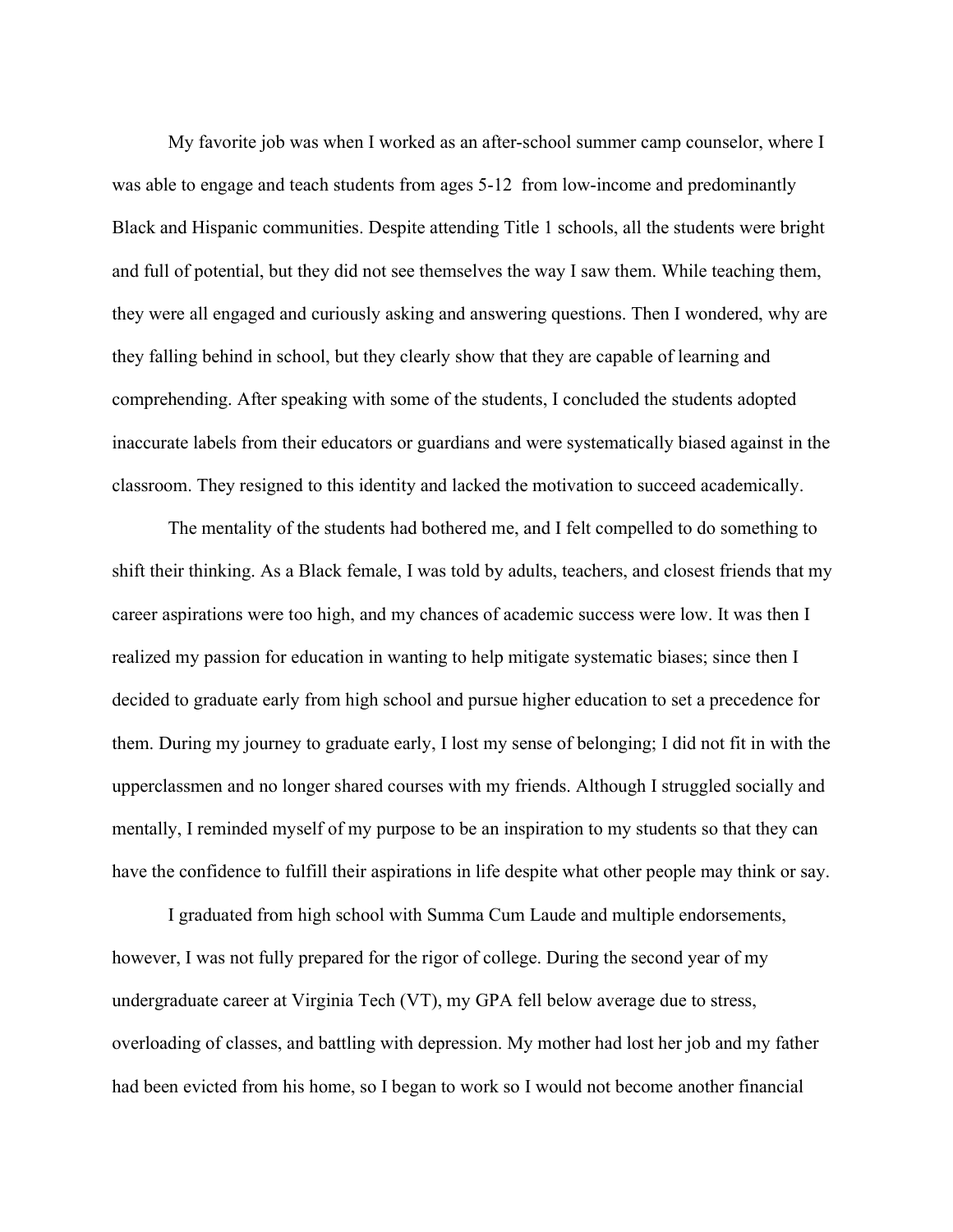My favorite job was when I worked as an after-school summer camp counselor, where I was able to engage and teach students from ages 5-12  from low-income and predominantly Black and Hispanic communities. Despite attending Title 1 schools, all the students were bright and full of potential, but they did not see themselves the way I saw them. While teaching them, they were all engaged and curiously asking and answering questions. Then I wondered, why are they falling behind in school, but they clearly show that they are capable of learning and comprehending. After speaking with some of the students, I concluded the students adopted inaccurate labels from their educators or guardians and were systematically biased against in the classroom. They resigned to this identity and lacked the motivation to succeed academically.

The mentality of the students had bothered me, and I felt compelled to do something to shift their thinking. As a Black female, I was told by adults, teachers, and closest friends that my career aspirations were too high, and my chances of academic success were low. It was then I realized my passion for education in wanting to help mitigate systematic biases; since then I decided to graduate early from high school and pursue higher education to set a precedence for them. During my journey to graduate early, I lost my sense of belonging; I did not fit in with the upperclassmen and no longer shared courses with my friends. Although I struggled socially and mentally, I reminded myself of my purpose to be an inspiration to my students so that they can have the confidence to fulfill their aspirations in life despite what other people may think or say.

I graduated from high school with Summa Cum Laude and multiple endorsements, however, I was not fully prepared for the rigor of college. During the second year of my undergraduate career at Virginia Tech (VT), my GPA fell below average due to stress, overloading of classes, and battling with depression. My mother had lost her job and my father had been evicted from his home, so I began to work so I would not become another financial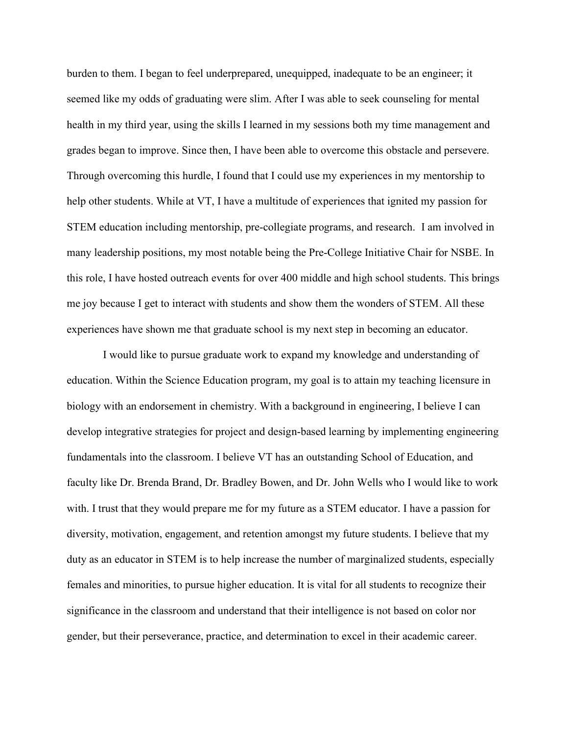burden to them. I began to feel underprepared, unequipped, inadequate to be an engineer; it seemed like my odds of graduating were slim. After I was able to seek counseling for mental health in my third year, using the skills I learned in my sessions both my time management and grades began to improve. Since then, I have been able to overcome this obstacle and persevere. Through overcoming this hurdle, I found that I could use my experiences in my mentorship to help other students. While at VT, I have a multitude of experiences that ignited my passion for STEM education including mentorship, pre-collegiate programs, and research. I am involved in many leadership positions, my most notable being the Pre-College Initiative Chair for NSBE. In this role, I have hosted outreach events for over 400 middle and high school students. This brings me joy because I get to interact with students and show them the wonders of STEM. All these experiences have shown me that graduate school is my next step in becoming an educator.

I would like to pursue graduate work to expand my knowledge and understanding of education. Within the Science Education program, my goal is to attain my teaching licensure in biology with an endorsement in chemistry. With a background in engineering, I believe I can develop integrative strategies for project and design-based learning by implementing engineering fundamentals into the classroom. I believe VT has an outstanding School of Education, and faculty like Dr. Brenda Brand, Dr. Bradley Bowen, and Dr. John Wells who I would like to work with. I trust that they would prepare me for my future as a STEM educator. I have a passion for diversity, motivation, engagement, and retention amongst my future students. I believe that my duty as an educator in STEM is to help increase the number of marginalized students, especially females and minorities, to pursue higher education. It is vital for all students to recognize their significance in the classroom and understand that their intelligence is not based on color nor gender, but their perseverance, practice, and determination to excel in their academic career.